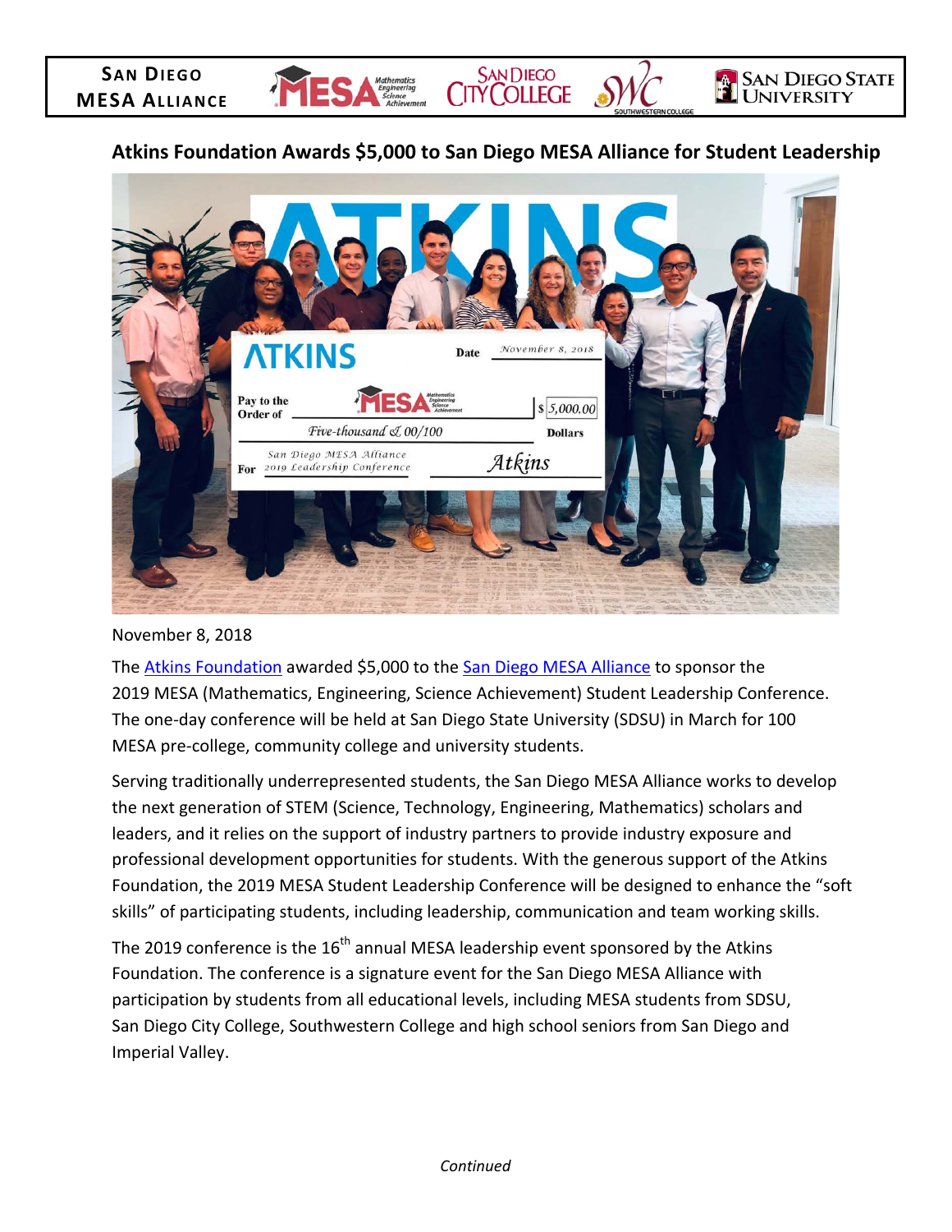SAN DIEGO MESA ALLIANCE

## Atkins Foundation Awards $5,000 to San Diego MESA Alliance for Student Leadership

November 8, 2018

The Atkins Foundation awarded $5,000 to the San Diego MESA Alliance to sponsor the 2019 MESA (Mathematics, Engineering, Science Achievement) Student Leadership Conference. The one-day conference will be held at San Diego State University (SDSU) in March for 100 MESA pre-college, community college and university students.

Serving traditionally underrepresented students, the San Diego MESA Alliance works to develop the next generation of STEM (Science, Technology, Engineering, Mathematics) scholars and leaders, and it relies on the support of industry partners to provide industry exposure and professional development opportunities for students. With the generous support of the Atkins Foundation, the 2019 MESA Student Leadership Conference will be designed to enhance the "soft skills" of participating students, including leadership, communication and team working skills.

The 2019 conference is the 16th annual MESA leadership event sponsored by the Atkins Foundation. The conference is a signature event for the San Diego MESA Alliance with participation by students from all educational levels, including MESA students from SDSU, San Diego City College, Southwestern College and high school seniors from San Diego and Imperial Valley.

*Continued*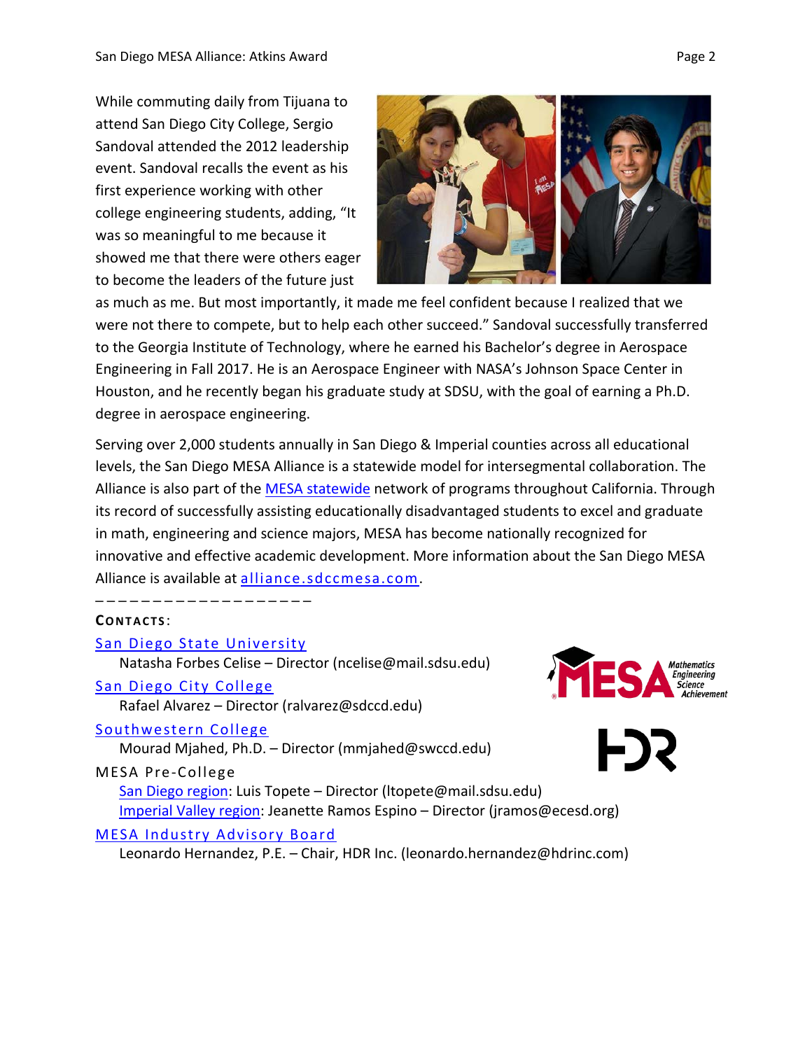While commuting daily from Tijuana to attend San Diego City College, Sergio Sandoval attended the 2012 leadership event. Sandoval recalls the event as his first experience working with other college engineering students, adding, "It was so meaningful to me because it showed me that there were others eager to become the leaders of the future just as much as me. But most importantly, it made me feel confident because I realized that we were not there to compete, but to help each other succeed." Sandoval successfully transferred to the Georgia Institute of Technology, where he earned his Bachelor's degree in Aerospace Engineering in Fall 2017. He is an Aerospace Engineer with NASA's Johnson Space Center in Houston, and he recently began his graduate study at SDSU, with the goal of earning a Ph.D. degree in aerospace engineering.

Serving over 2,000 students annually in San Diego & Imperial counties across all educational levels, the San Diego MESA Alliance is a statewide model for intersegmental collaboration. The Alliance is also part of the MESA statewide network of programs throughout California. Through its record of successfully assisting educationally disadvantaged students to excel and graduate in math, engineering and science majors, MESA has become nationally recognized for innovative and effective academic development. More information about the San Diego MESA Alliance is available at alliance.sdccmesa.com.

---

**CONTACTS**:

San Diego State University
Natasha Forbes Celise – Director (ncelise@mail.sdsu.edu)

San Diego City College
Rafael Alvarez – Director (ralvarez@sdccd.edu)

Southwestern College
Mourad Mjahed, Ph.D. – Director (mmjahed@swccd.edu)

MESA Pre-College
San Diego region: Luis Topete – Director (ltopete@mail.sdsu.edu)
Imperial Valley region: Jeanette Ramos Espino – Director (jramos@ecesd.org)

MESA Industry Advisory Board
Leonardo Hernandez, P.E. – Chair, HDR Inc. (leonardo.hernandez@hdrinc.com)